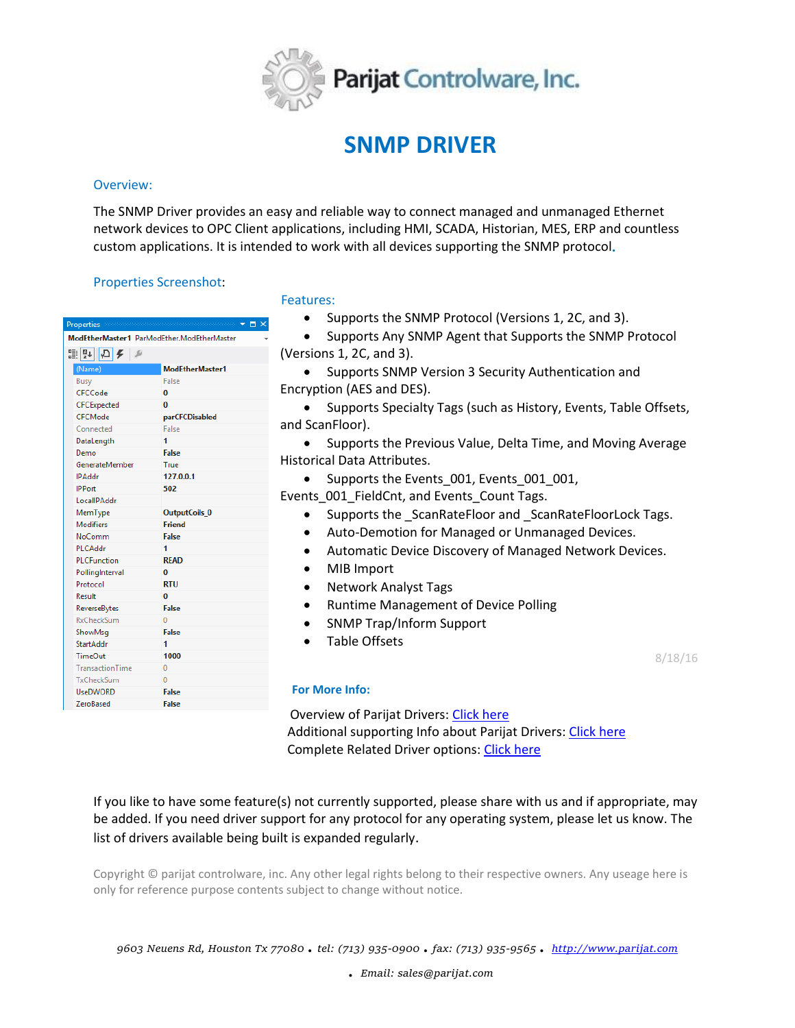# SNMP DRIVER

## Overview:

The SNMP Driver provides an easy and reliable way to connect managed and unmanaged Ethernet network devices to OPC Client applications, including HMI, SCADA, Historian, MES, ERP and countless custom applications. It is intended to work with all devices supporting the SNMP protocol.

## Properties Screenshot:

Properties

ModEtherMaster1 ParModEther.ModEtherMaster

| Property | Value |
| --- | --- |
| (Name) | ModEtherMaster1 |
| Busy | False |
| CFCCode | 0 |
| CFCExpected | 0 |
| CFCMode | parCFCDisabled |
| Connected | False |
| DataLength | 1 |
| Demo | False |
| GenerateMember | True |
| IPAddr | 127.0.0.1 |
| IPPort | 502 |
| LocalIPAddr | |
| MemType | OutputCoils_0 |
| Modifiers | Friend |
| NoComm | False |
| PLCAddr | 1 |
| PLCFunction | READ |
| PollingInterval | 0 |
| Protocol | RTU |
| Result | 0 |
| ReverseBytes | False |
| RxCheckSum | 0 |
| ShowMsg | False |
| StartAddr | 1 |
| TimeOut | 1000 |
| TransactionTime | 0 |
| TxCheckSum | 0 |
| UseDWORD | False |
| ZeroBased | False |

## Features:

- Supports the SNMP Protocol (Versions 1, 2C, and 3).
- Supports Any SNMP Agent that Supports the SNMP Protocol (Versions 1, 2C, and 3).
- Supports SNMP Version 3 Security Authentication and Encryption (AES and DES).
- Supports Specialty Tags (such as History, Events, Table Offsets, and ScanFloor).
- Supports the Previous Value, Delta Time, and Moving Average Historical Data Attributes.
- Supports the Events_001, Events_001_001, Events_001_FieldCnt, and Events_Count Tags.
- Supports the _ScanRateFloor and _ScanRateFloorLock Tags.
- Auto-Demotion for Managed or Unmanaged Devices.
- Automatic Device Discovery of Managed Network Devices.
- MIB Import
- Network Analyst Tags
- Runtime Management of Device Polling
- SNMP Trap/Inform Support
- Table Offsets

8/18/16

**For More Info:**

Overview of Parijat Drivers: Click here
Additional supporting Info about Parijat Drivers: Click here
Complete Related Driver options: Click here

If you like to have some feature(s) not currently supported, please share with us and if appropriate, may be added. If you need driver support for any protocol for any operating system, please let us know. The list of drivers available being built is expanded regularly.

Copyright © parijat controlware, inc. Any other legal rights belong to their respective owners. Any useage here is only for reference purpose contents subject to change without notice.

*9603 Neuens Rd, Houston Tx 77080 • tel: (713) 935-0900 • fax: (713) 935-9565 • http://www.parijat.com • Email: sales@parijat.com*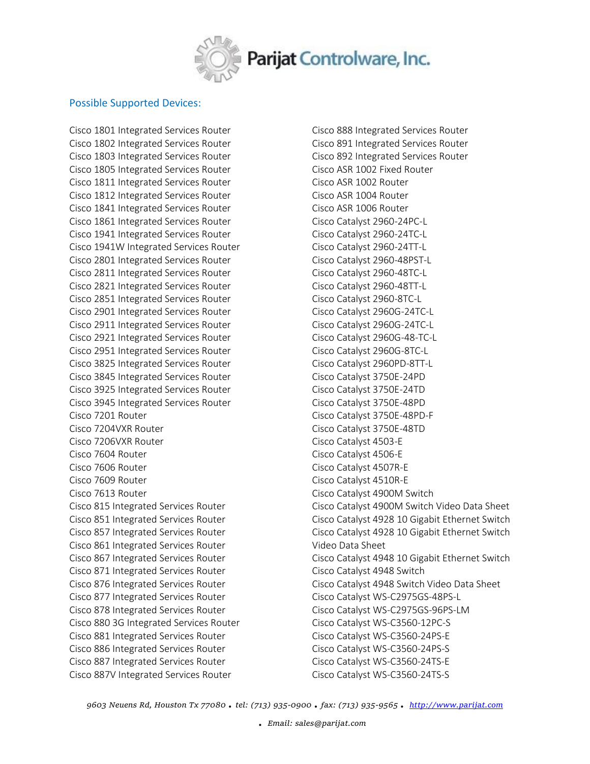## Possible Supported Devices:

Cisco 1801 Integrated Services Router
Cisco 1802 Integrated Services Router
Cisco 1803 Integrated Services Router
Cisco 1805 Integrated Services Router
Cisco 1811 Integrated Services Router
Cisco 1812 Integrated Services Router
Cisco 1841 Integrated Services Router
Cisco 1861 Integrated Services Router
Cisco 1941 Integrated Services Router
Cisco 1941W Integrated Services Router
Cisco 2801 Integrated Services Router
Cisco 2811 Integrated Services Router
Cisco 2821 Integrated Services Router
Cisco 2851 Integrated Services Router
Cisco 2901 Integrated Services Router
Cisco 2911 Integrated Services Router
Cisco 2921 Integrated Services Router
Cisco 2951 Integrated Services Router
Cisco 3825 Integrated Services Router
Cisco 3845 Integrated Services Router
Cisco 3925 Integrated Services Router
Cisco 3945 Integrated Services Router
Cisco 7201 Router
Cisco 7204VXR Router
Cisco 7206VXR Router
Cisco 7604 Router
Cisco 7606 Router
Cisco 7609 Router
Cisco 7613 Router
Cisco 815 Integrated Services Router
Cisco 851 Integrated Services Router
Cisco 857 Integrated Services Router
Cisco 861 Integrated Services Router
Cisco 867 Integrated Services Router
Cisco 871 Integrated Services Router
Cisco 876 Integrated Services Router
Cisco 877 Integrated Services Router
Cisco 878 Integrated Services Router
Cisco 880 3G Integrated Services Router
Cisco 881 Integrated Services Router
Cisco 886 Integrated Services Router
Cisco 887 Integrated Services Router
Cisco 887V Integrated Services Router
Cisco 888 Integrated Services Router
Cisco 891 Integrated Services Router
Cisco 892 Integrated Services Router
Cisco ASR 1002 Fixed Router
Cisco ASR 1002 Router
Cisco ASR 1004 Router
Cisco ASR 1006 Router
Cisco Catalyst 2960-24PC-L
Cisco Catalyst 2960-24TC-L
Cisco Catalyst 2960-24TT-L
Cisco Catalyst 2960-48PST-L
Cisco Catalyst 2960-48TC-L
Cisco Catalyst 2960-48TT-L
Cisco Catalyst 2960-8TC-L
Cisco Catalyst 2960G-24TC-L
Cisco Catalyst 2960G-24TC-L
Cisco Catalyst 2960G-48-TC-L
Cisco Catalyst 2960G-8TC-L
Cisco Catalyst 2960PD-8TT-L
Cisco Catalyst 3750E-24PD
Cisco Catalyst 3750E-24TD
Cisco Catalyst 3750E-48PD
Cisco Catalyst 3750E-48PD-F
Cisco Catalyst 3750E-48TD
Cisco Catalyst 4503-E
Cisco Catalyst 4506-E
Cisco Catalyst 4507R-E
Cisco Catalyst 4510R-E
Cisco Catalyst 4900M Switch
Cisco Catalyst 4900M Switch Video Data Sheet
Cisco Catalyst 4928 10 Gigabit Ethernet Switch
Cisco Catalyst 4928 10 Gigabit Ethernet Switch Video Data Sheet
Cisco Catalyst 4948 10 Gigabit Ethernet Switch
Cisco Catalyst 4948 Switch
Cisco Catalyst 4948 Switch Video Data Sheet
Cisco Catalyst WS-C2975GS-48PS-L
Cisco Catalyst WS-C2975GS-96PS-LM
Cisco Catalyst WS-C3560-12PC-S
Cisco Catalyst WS-C3560-24PS-E
Cisco Catalyst WS-C3560-24PS-S
Cisco Catalyst WS-C3560-24TS-E
Cisco Catalyst WS-C3560-24TS-S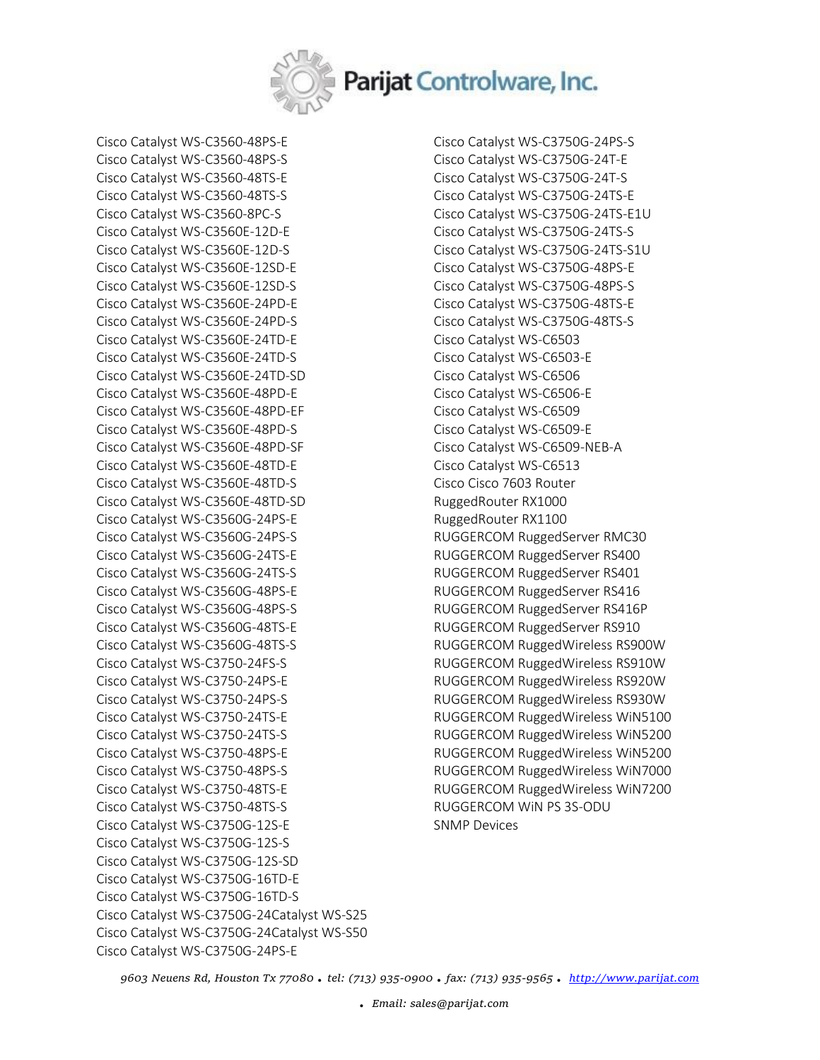Cisco Catalyst WS-C3560-48PS-E
Cisco Catalyst WS-C3560-48PS-S
Cisco Catalyst WS-C3560-48TS-E
Cisco Catalyst WS-C3560-48TS-S
Cisco Catalyst WS-C3560-8PC-S
Cisco Catalyst WS-C3560E-12D-E
Cisco Catalyst WS-C3560E-12D-S
Cisco Catalyst WS-C3560E-12SD-E
Cisco Catalyst WS-C3560E-12SD-S
Cisco Catalyst WS-C3560E-24PD-E
Cisco Catalyst WS-C3560E-24PD-S
Cisco Catalyst WS-C3560E-24TD-E
Cisco Catalyst WS-C3560E-24TD-S
Cisco Catalyst WS-C3560E-24TD-SD
Cisco Catalyst WS-C3560E-48PD-E
Cisco Catalyst WS-C3560E-48PD-EF
Cisco Catalyst WS-C3560E-48PD-S
Cisco Catalyst WS-C3560E-48PD-SF
Cisco Catalyst WS-C3560E-48TD-E
Cisco Catalyst WS-C3560E-48TD-S
Cisco Catalyst WS-C3560E-48TD-SD
Cisco Catalyst WS-C3560G-24PS-E
Cisco Catalyst WS-C3560G-24PS-S
Cisco Catalyst WS-C3560G-24TS-E
Cisco Catalyst WS-C3560G-24TS-S
Cisco Catalyst WS-C3560G-48PS-E
Cisco Catalyst WS-C3560G-48PS-S
Cisco Catalyst WS-C3560G-48TS-E
Cisco Catalyst WS-C3560G-48TS-S
Cisco Catalyst WS-C3750-24FS-S
Cisco Catalyst WS-C3750-24PS-E
Cisco Catalyst WS-C3750-24PS-S
Cisco Catalyst WS-C3750-24TS-E
Cisco Catalyst WS-C3750-24TS-S
Cisco Catalyst WS-C3750-48PS-E
Cisco Catalyst WS-C3750-48PS-S
Cisco Catalyst WS-C3750-48TS-E
Cisco Catalyst WS-C3750-48TS-S
Cisco Catalyst WS-C3750G-12S-E
Cisco Catalyst WS-C3750G-12S-S
Cisco Catalyst WS-C3750G-12S-SD
Cisco Catalyst WS-C3750G-16TD-E
Cisco Catalyst WS-C3750G-16TD-S
Cisco Catalyst WS-C3750G-24Catalyst WS-S25
Cisco Catalyst WS-C3750G-24Catalyst WS-S50
Cisco Catalyst WS-C3750G-24PS-E
Cisco Catalyst WS-C3750G-24PS-S
Cisco Catalyst WS-C3750G-24T-E
Cisco Catalyst WS-C3750G-24T-S
Cisco Catalyst WS-C3750G-24TS-E
Cisco Catalyst WS-C3750G-24TS-E1U
Cisco Catalyst WS-C3750G-24TS-S
Cisco Catalyst WS-C3750G-24TS-S1U
Cisco Catalyst WS-C3750G-48PS-E
Cisco Catalyst WS-C3750G-48PS-S
Cisco Catalyst WS-C3750G-48TS-E
Cisco Catalyst WS-C3750G-48TS-S
Cisco Catalyst WS-C6503
Cisco Catalyst WS-C6503-E
Cisco Catalyst WS-C6506
Cisco Catalyst WS-C6506-E
Cisco Catalyst WS-C6509
Cisco Catalyst WS-C6509-E
Cisco Catalyst WS-C6509-NEB-A
Cisco Catalyst WS-C6513
Cisco Cisco 7603 Router
RuggedRouter RX1000
RuggedRouter RX1100
RUGGERCOM RuggedServer RMC30
RUGGERCOM RuggedServer RS400
RUGGERCOM RuggedServer RS401
RUGGERCOM RuggedServer RS416
RUGGERCOM RuggedServer RS416P
RUGGERCOM RuggedServer RS910
RUGGERCOM RuggedWireless RS900W
RUGGERCOM RuggedWireless RS910W
RUGGERCOM RuggedWireless RS920W
RUGGERCOM RuggedWireless RS930W
RUGGERCOM RuggedWireless WiN5100
RUGGERCOM RuggedWireless WiN5200
RUGGERCOM RuggedWireless WiN5200
RUGGERCOM RuggedWireless WiN7000
RUGGERCOM RuggedWireless WiN7200
RUGGERCOM WiN PS 3S-ODU
SNMP Devices